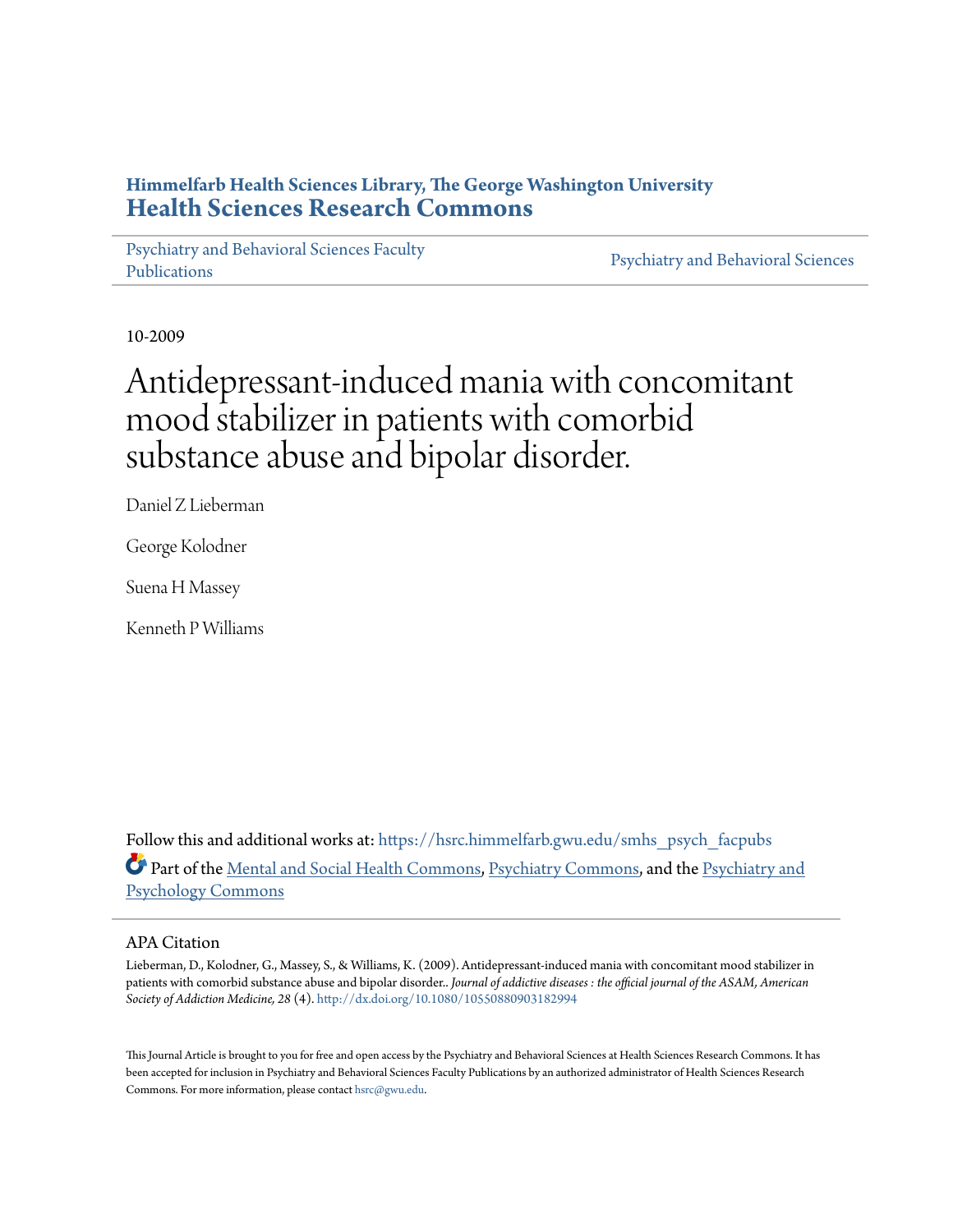**Himmelfarb Health Sciences Library, The George Washington University**
**Health Sciences Research Commons**

Psychiatry and Behavioral Sciences Faculty Publications | Psychiatry and Behavioral Sciences

10-2009

# Antidepressant-induced mania with concomitant mood stabilizer in patients with comorbid substance abuse and bipolar disorder.

Daniel Z Lieberman

George Kolodner

Suena H Massey

Kenneth P Williams

Follow this and additional works at: https://hsrc.himmelfarb.gwu.edu/smhs_psych_facpubs

Part of the Mental and Social Health Commons, Psychiatry Commons, and the Psychiatry and Psychology Commons

## APA Citation

Lieberman, D., Kolodner, G., Massey, S., & Williams, K. (2009). Antidepressant-induced mania with concomitant mood stabilizer in patients with comorbid substance abuse and bipolar disorder.. *Journal of addictive diseases : the official journal of the ASAM, American Society of Addiction Medicine, 28* (4). http://dx.doi.org/10.1080/10550880903182994

This Journal Article is brought to you for free and open access by the Psychiatry and Behavioral Sciences at Health Sciences Research Commons. It has been accepted for inclusion in Psychiatry and Behavioral Sciences Faculty Publications by an authorized administrator of Health Sciences Research Commons. For more information, please contact hsrc@gwu.edu.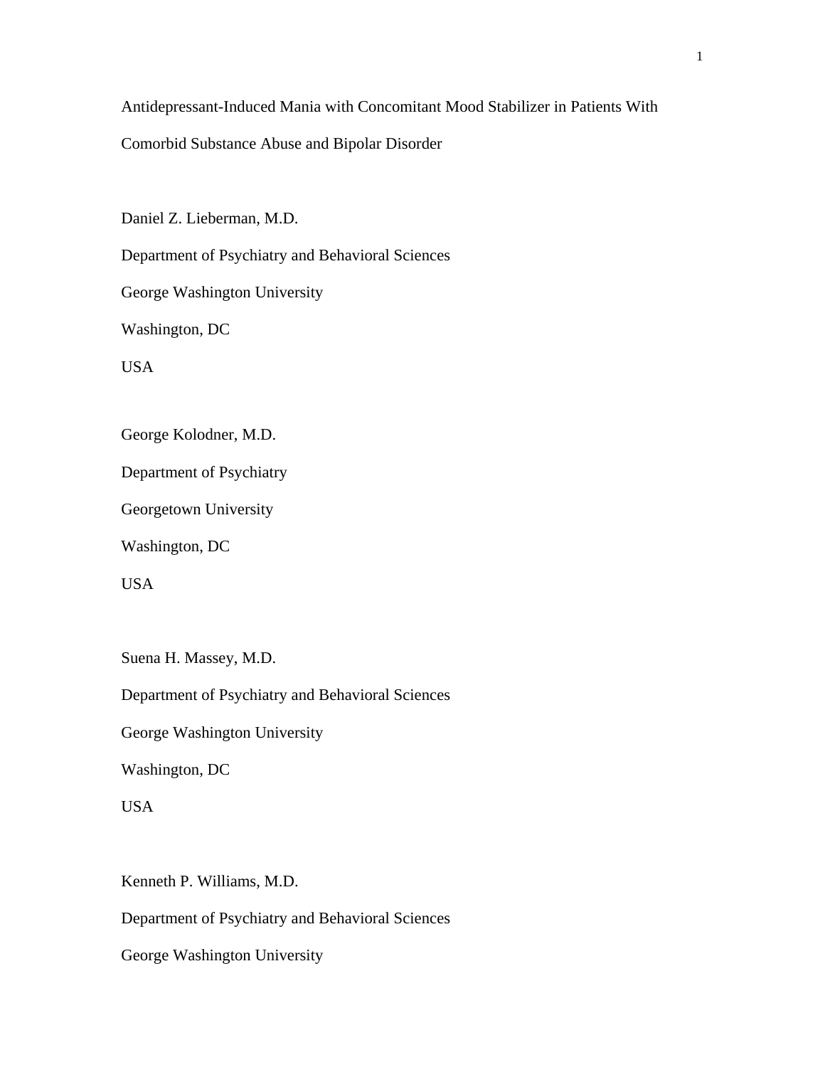Antidepressant-Induced Mania with Concomitant Mood Stabilizer in Patients With Comorbid Substance Abuse and Bipolar Disorder

Daniel Z. Lieberman, M.D.

Department of Psychiatry and Behavioral Sciences

George Washington University

Washington, DC

USA

George Kolodner, M.D.

Department of Psychiatry

Georgetown University

Washington, DC

USA

Suena H. Massey, M.D.

Department of Psychiatry and Behavioral Sciences

George Washington University

Washington, DC

USA

Kenneth P. Williams, M.D.

Department of Psychiatry and Behavioral Sciences

George Washington University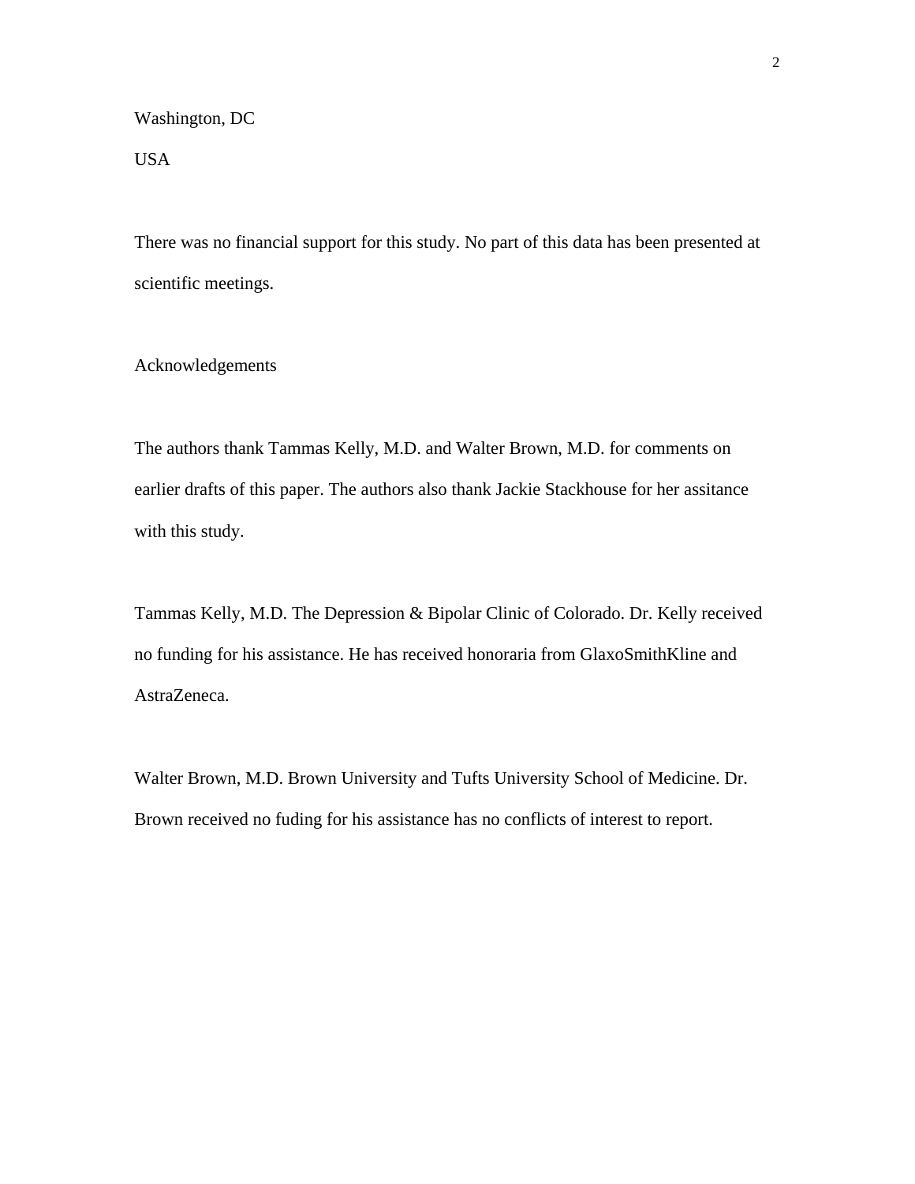Washington, DC

USA

There was no financial support for this study. No part of this data has been presented at scientific meetings.

Acknowledgements

The authors thank Tammas Kelly, M.D. and Walter Brown, M.D. for comments on earlier drafts of this paper. The authors also thank Jackie Stackhouse for her assitance with this study.

Tammas Kelly, M.D. The Depression & Bipolar Clinic of Colorado. Dr. Kelly received no funding for his assistance. He has received honoraria from GlaxoSmithKline and AstraZeneca.

Walter Brown, M.D. Brown University and Tufts University School of Medicine. Dr. Brown received no fuding for his assistance has no conflicts of interest to report.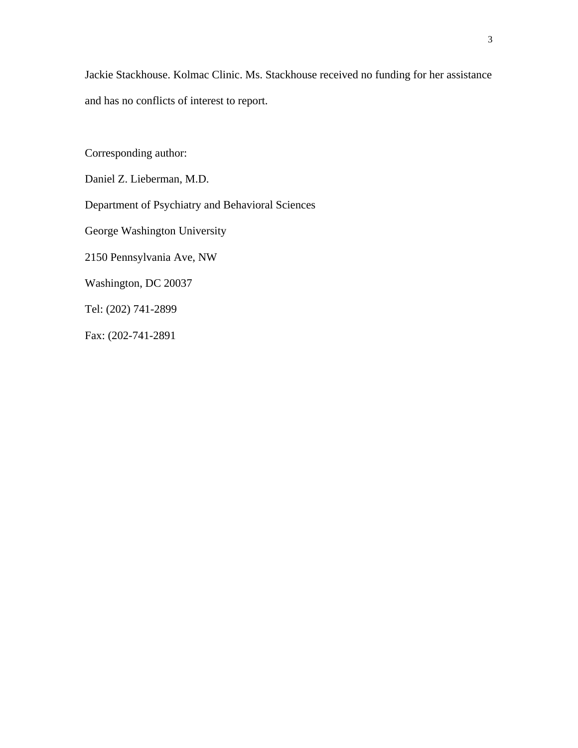Jackie Stackhouse. Kolmac Clinic. Ms. Stackhouse received no funding for her assistance and has no conflicts of interest to report.

Corresponding author:

Daniel Z. Lieberman, M.D.

Department of Psychiatry and Behavioral Sciences

George Washington University

2150 Pennsylvania Ave, NW

Washington, DC 20037

Tel: (202) 741-2899

Fax: (202-741-2891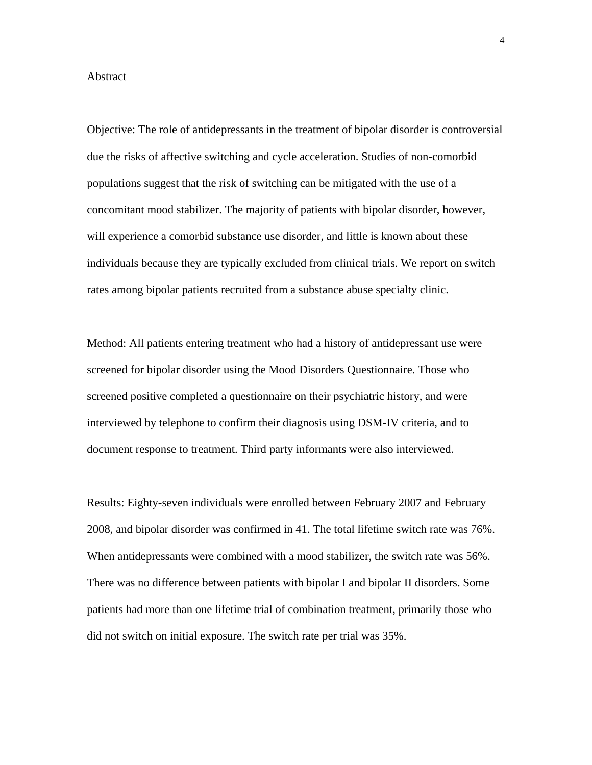## Abstract

Objective: The role of antidepressants in the treatment of bipolar disorder is controversial due the risks of affective switching and cycle acceleration. Studies of non-comorbid populations suggest that the risk of switching can be mitigated with the use of a concomitant mood stabilizer. The majority of patients with bipolar disorder, however, will experience a comorbid substance use disorder, and little is known about these individuals because they are typically excluded from clinical trials. We report on switch rates among bipolar patients recruited from a substance abuse specialty clinic.

Method: All patients entering treatment who had a history of antidepressant use were screened for bipolar disorder using the Mood Disorders Questionnaire. Those who screened positive completed a questionnaire on their psychiatric history, and were interviewed by telephone to confirm their diagnosis using DSM-IV criteria, and to document response to treatment. Third party informants were also interviewed.

Results: Eighty-seven individuals were enrolled between February 2007 and February 2008, and bipolar disorder was confirmed in 41. The total lifetime switch rate was 76%. When antidepressants were combined with a mood stabilizer, the switch rate was 56%. There was no difference between patients with bipolar I and bipolar II disorders. Some patients had more than one lifetime trial of combination treatment, primarily those who did not switch on initial exposure. The switch rate per trial was 35%.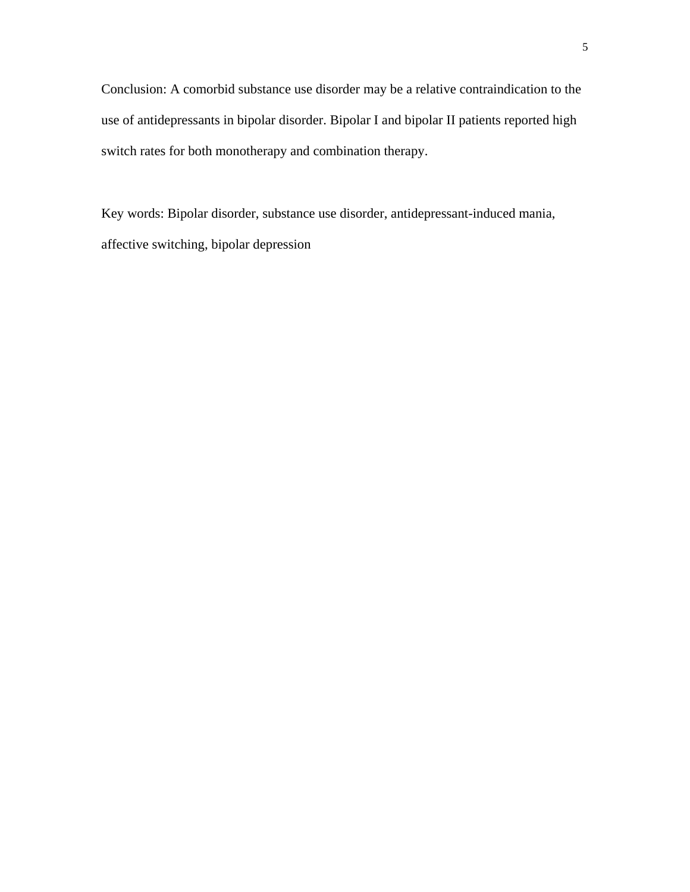Conclusion: A comorbid substance use disorder may be a relative contraindication to the use of antidepressants in bipolar disorder. Bipolar I and bipolar II patients reported high switch rates for both monotherapy and combination therapy.

Key words: Bipolar disorder, substance use disorder, antidepressant-induced mania, affective switching, bipolar depression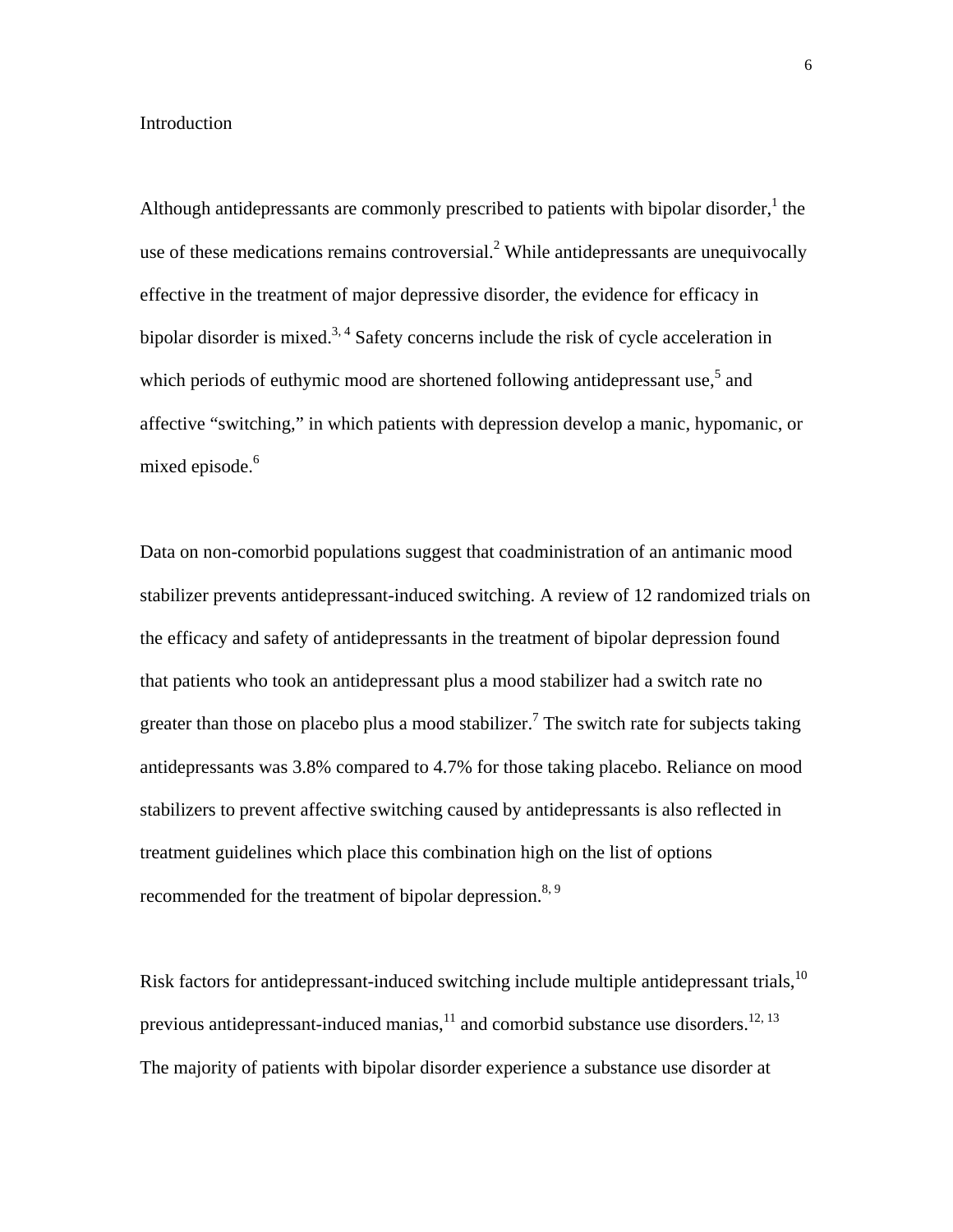## Introduction

Although antidepressants are commonly prescribed to patients with bipolar disorder,[1] the use of these medications remains controversial.[2] While antidepressants are unequivocally effective in the treatment of major depressive disorder, the evidence for efficacy in bipolar disorder is mixed.[3, 4] Safety concerns include the risk of cycle acceleration in which periods of euthymic mood are shortened following antidepressant use,[5] and affective "switching," in which patients with depression develop a manic, hypomanic, or mixed episode.[6]

Data on non-comorbid populations suggest that coadministration of an antimanic mood stabilizer prevents antidepressant-induced switching. A review of 12 randomized trials on the efficacy and safety of antidepressants in the treatment of bipolar depression found that patients who took an antidepressant plus a mood stabilizer had a switch rate no greater than those on placebo plus a mood stabilizer.[7] The switch rate for subjects taking antidepressants was 3.8% compared to 4.7% for those taking placebo. Reliance on mood stabilizers to prevent affective switching caused by antidepressants is also reflected in treatment guidelines which place this combination high on the list of options recommended for the treatment of bipolar depression.[8, 9]

Risk factors for antidepressant-induced switching include multiple antidepressant trials,[10] previous antidepressant-induced manias,[11] and comorbid substance use disorders.[12, 13] The majority of patients with bipolar disorder experience a substance use disorder at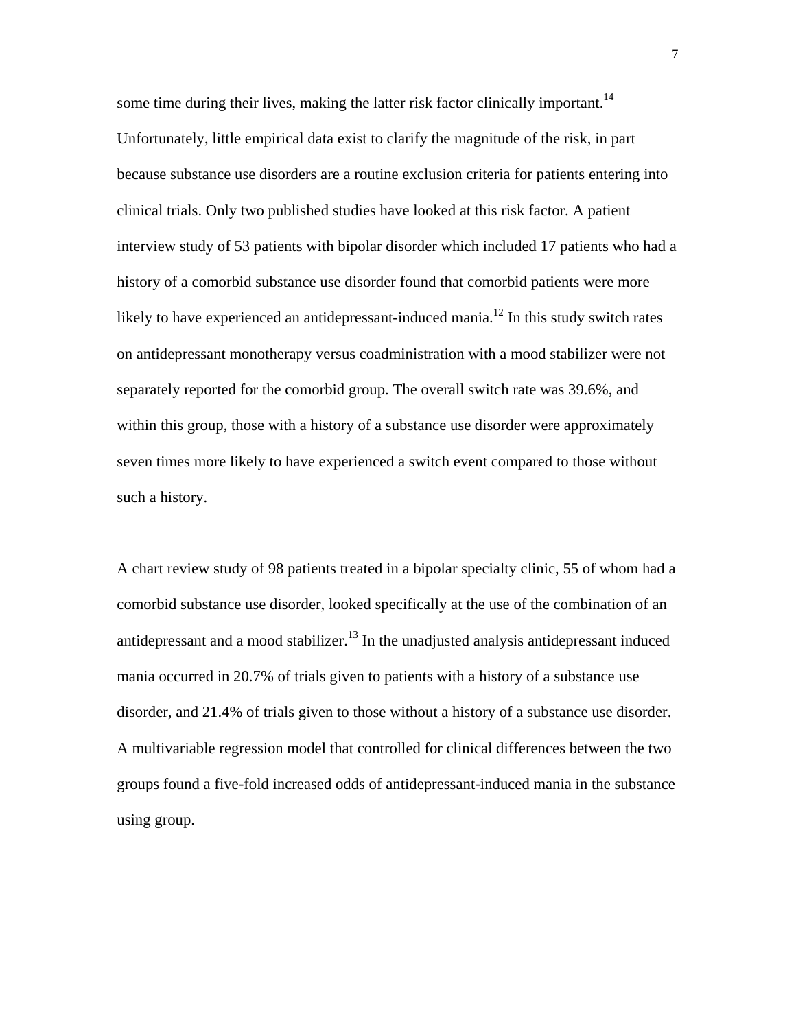some time during their lives, making the latter risk factor clinically important.[14] Unfortunately, little empirical data exist to clarify the magnitude of the risk, in part because substance use disorders are a routine exclusion criteria for patients entering into clinical trials. Only two published studies have looked at this risk factor. A patient interview study of 53 patients with bipolar disorder which included 17 patients who had a history of a comorbid substance use disorder found that comorbid patients were more likely to have experienced an antidepressant-induced mania.[12] In this study switch rates on antidepressant monotherapy versus coadministration with a mood stabilizer were not separately reported for the comorbid group. The overall switch rate was 39.6%, and within this group, those with a history of a substance use disorder were approximately seven times more likely to have experienced a switch event compared to those without such a history.

A chart review study of 98 patients treated in a bipolar specialty clinic, 55 of whom had a comorbid substance use disorder, looked specifically at the use of the combination of an antidepressant and a mood stabilizer.[13] In the unadjusted analysis antidepressant induced mania occurred in 20.7% of trials given to patients with a history of a substance use disorder, and 21.4% of trials given to those without a history of a substance use disorder. A multivariable regression model that controlled for clinical differences between the two groups found a five-fold increased odds of antidepressant-induced mania in the substance using group.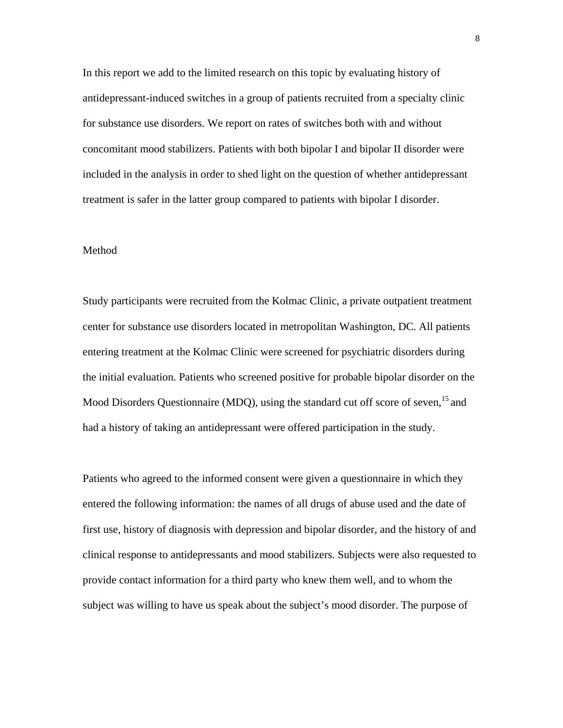In this report we add to the limited research on this topic by evaluating history of antidepressant-induced switches in a group of patients recruited from a specialty clinic for substance use disorders. We report on rates of switches both with and without concomitant mood stabilizers. Patients with both bipolar I and bipolar II disorder were included in the analysis in order to shed light on the question of whether antidepressant treatment is safer in the latter group compared to patients with bipolar I disorder.

## Method

Study participants were recruited from the Kolmac Clinic, a private outpatient treatment center for substance use disorders located in metropolitan Washington, DC. All patients entering treatment at the Kolmac Clinic were screened for psychiatric disorders during the initial evaluation. Patients who screened positive for probable bipolar disorder on the Mood Disorders Questionnaire (MDQ), using the standard cut off score of seven,[15] and had a history of taking an antidepressant were offered participation in the study.

Patients who agreed to the informed consent were given a questionnaire in which they entered the following information: the names of all drugs of abuse used and the date of first use, history of diagnosis with depression and bipolar disorder, and the history of and clinical response to antidepressants and mood stabilizers. Subjects were also requested to provide contact information for a third party who knew them well, and to whom the subject was willing to have us speak about the subject's mood disorder. The purpose of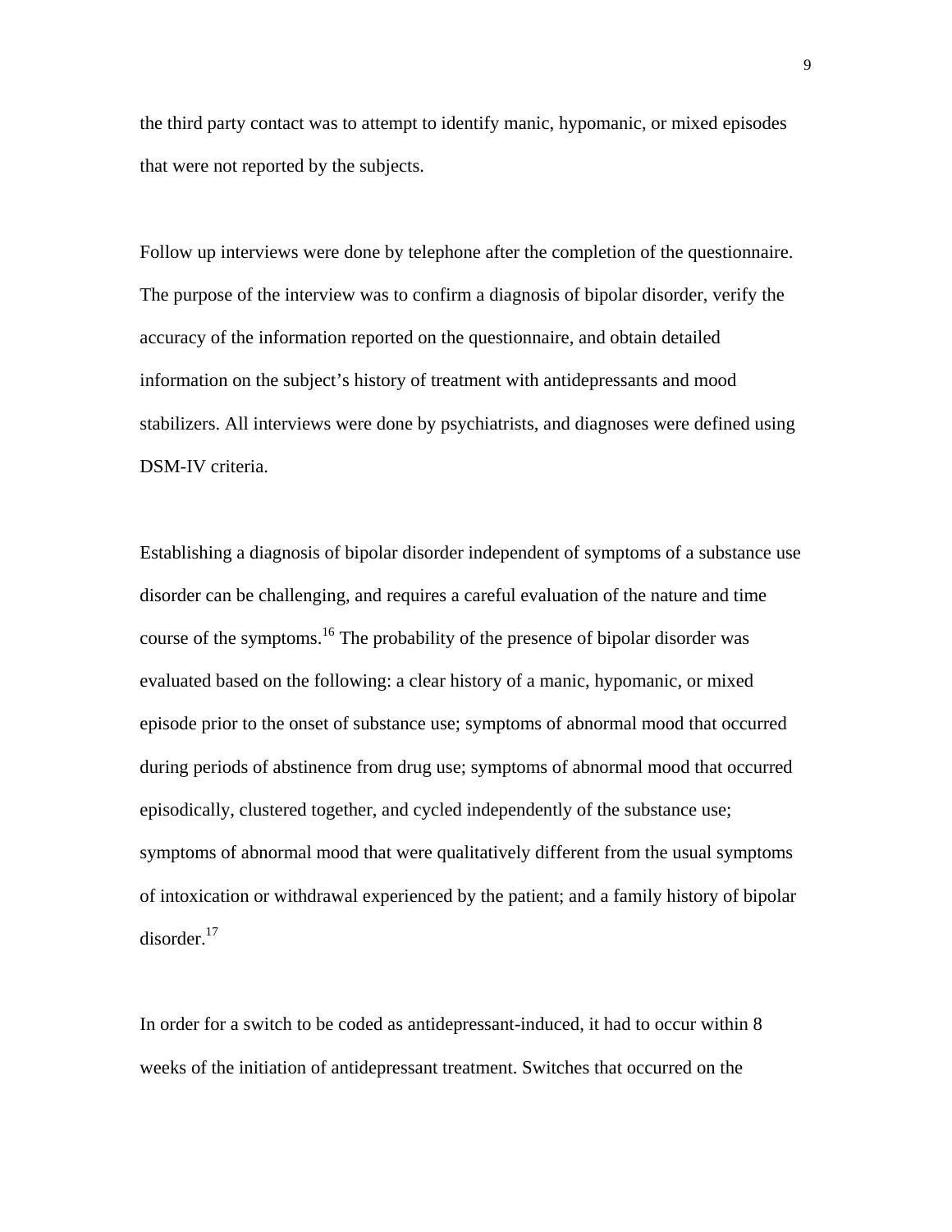the third party contact was to attempt to identify manic, hypomanic, or mixed episodes that were not reported by the subjects.

Follow up interviews were done by telephone after the completion of the questionnaire. The purpose of the interview was to confirm a diagnosis of bipolar disorder, verify the accuracy of the information reported on the questionnaire, and obtain detailed information on the subject's history of treatment with antidepressants and mood stabilizers. All interviews were done by psychiatrists, and diagnoses were defined using DSM-IV criteria.

Establishing a diagnosis of bipolar disorder independent of symptoms of a substance use disorder can be challenging, and requires a careful evaluation of the nature and time course of the symptoms.[16] The probability of the presence of bipolar disorder was evaluated based on the following: a clear history of a manic, hypomanic, or mixed episode prior to the onset of substance use; symptoms of abnormal mood that occurred during periods of abstinence from drug use; symptoms of abnormal mood that occurred episodically, clustered together, and cycled independently of the substance use; symptoms of abnormal mood that were qualitatively different from the usual symptoms of intoxication or withdrawal experienced by the patient; and a family history of bipolar disorder.[17]

In order for a switch to be coded as antidepressant-induced, it had to occur within 8 weeks of the initiation of antidepressant treatment. Switches that occurred on the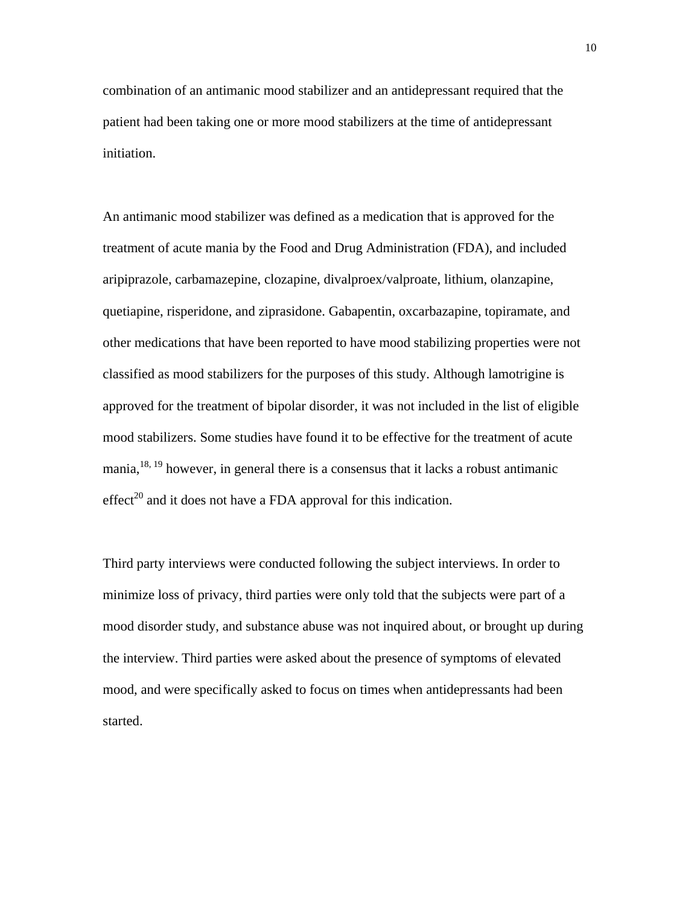combination of an antimanic mood stabilizer and an antidepressant required that the patient had been taking one or more mood stabilizers at the time of antidepressant initiation.

An antimanic mood stabilizer was defined as a medication that is approved for the treatment of acute mania by the Food and Drug Administration (FDA), and included aripiprazole, carbamazepine, clozapine, divalproex/valproate, lithium, olanzapine, quetiapine, risperidone, and ziprasidone. Gabapentin, oxcarbazapine, topiramate, and other medications that have been reported to have mood stabilizing properties were not classified as mood stabilizers for the purposes of this study. Although lamotrigine is approved for the treatment of bipolar disorder, it was not included in the list of eligible mood stabilizers. Some studies have found it to be effective for the treatment of acute mania,[18, 19] however, in general there is a consensus that it lacks a robust antimanic effect[20] and it does not have a FDA approval for this indication.

Third party interviews were conducted following the subject interviews. In order to minimize loss of privacy, third parties were only told that the subjects were part of a mood disorder study, and substance abuse was not inquired about, or brought up during the interview. Third parties were asked about the presence of symptoms of elevated mood, and were specifically asked to focus on times when antidepressants had been started.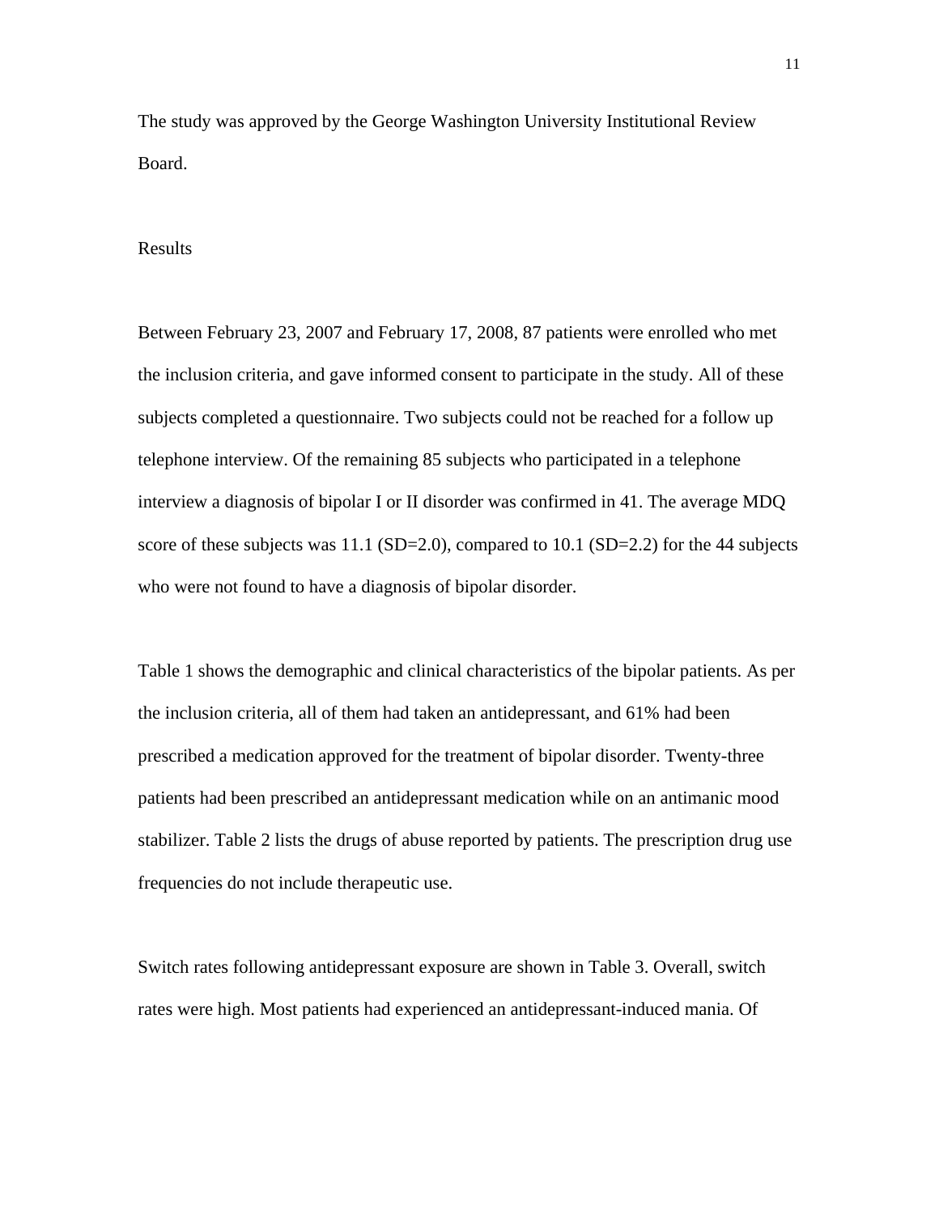The study was approved by the George Washington University Institutional Review Board.

## Results

Between February 23, 2007 and February 17, 2008, 87 patients were enrolled who met the inclusion criteria, and gave informed consent to participate in the study. All of these subjects completed a questionnaire. Two subjects could not be reached for a follow up telephone interview. Of the remaining 85 subjects who participated in a telephone interview a diagnosis of bipolar I or II disorder was confirmed in 41. The average MDQ score of these subjects was 11.1 (SD=2.0), compared to 10.1 (SD=2.2) for the 44 subjects who were not found to have a diagnosis of bipolar disorder.

Table 1 shows the demographic and clinical characteristics of the bipolar patients. As per the inclusion criteria, all of them had taken an antidepressant, and 61% had been prescribed a medication approved for the treatment of bipolar disorder. Twenty-three patients had been prescribed an antidepressant medication while on an antimanic mood stabilizer. Table 2 lists the drugs of abuse reported by patients. The prescription drug use frequencies do not include therapeutic use.

Switch rates following antidepressant exposure are shown in Table 3. Overall, switch rates were high. Most patients had experienced an antidepressant-induced mania. Of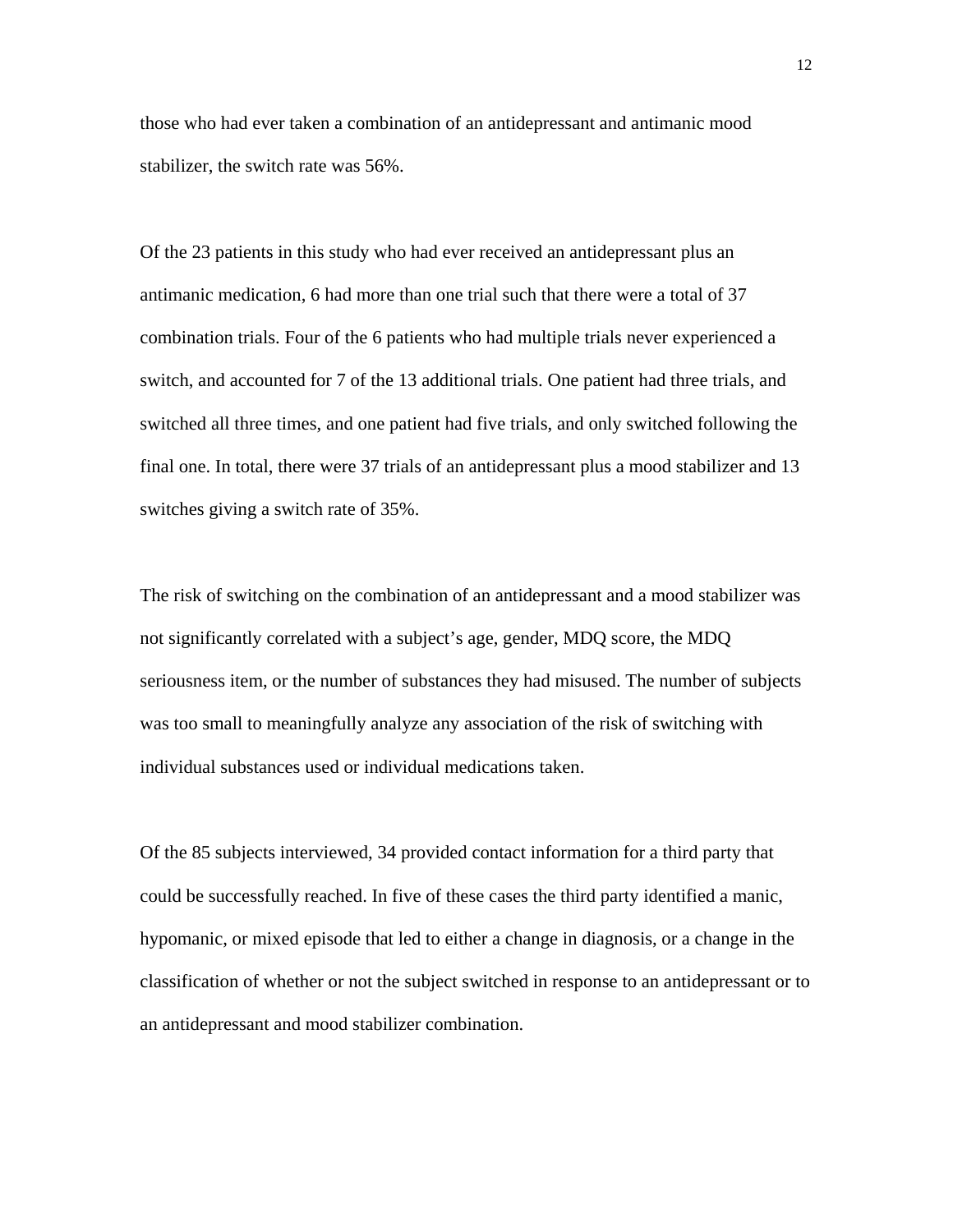those who had ever taken a combination of an antidepressant and antimanic mood stabilizer, the switch rate was 56%.

Of the 23 patients in this study who had ever received an antidepressant plus an antimanic medication, 6 had more than one trial such that there were a total of 37 combination trials. Four of the 6 patients who had multiple trials never experienced a switch, and accounted for 7 of the 13 additional trials. One patient had three trials, and switched all three times, and one patient had five trials, and only switched following the final one. In total, there were 37 trials of an antidepressant plus a mood stabilizer and 13 switches giving a switch rate of 35%.

The risk of switching on the combination of an antidepressant and a mood stabilizer was not significantly correlated with a subject's age, gender, MDQ score, the MDQ seriousness item, or the number of substances they had misused. The number of subjects was too small to meaningfully analyze any association of the risk of switching with individual substances used or individual medications taken.

Of the 85 subjects interviewed, 34 provided contact information for a third party that could be successfully reached. In five of these cases the third party identified a manic, hypomanic, or mixed episode that led to either a change in diagnosis, or a change in the classification of whether or not the subject switched in response to an antidepressant or to an antidepressant and mood stabilizer combination.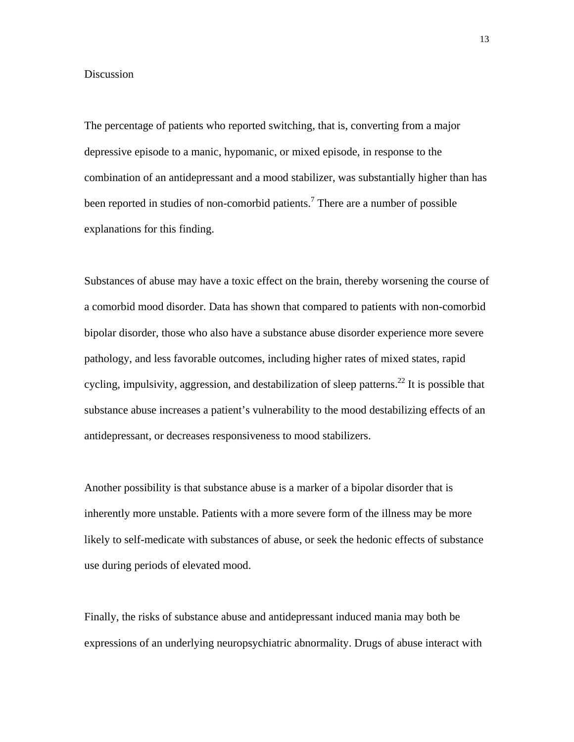## Discussion

The percentage of patients who reported switching, that is, converting from a major depressive episode to a manic, hypomanic, or mixed episode, in response to the combination of an antidepressant and a mood stabilizer, was substantially higher than has been reported in studies of non-comorbid patients.[7] There are a number of possible explanations for this finding.

Substances of abuse may have a toxic effect on the brain, thereby worsening the course of a comorbid mood disorder. Data has shown that compared to patients with non-comorbid bipolar disorder, those who also have a substance abuse disorder experience more severe pathology, and less favorable outcomes, including higher rates of mixed states, rapid cycling, impulsivity, aggression, and destabilization of sleep patterns.[22] It is possible that substance abuse increases a patient's vulnerability to the mood destabilizing effects of an antidepressant, or decreases responsiveness to mood stabilizers.

Another possibility is that substance abuse is a marker of a bipolar disorder that is inherently more unstable. Patients with a more severe form of the illness may be more likely to self-medicate with substances of abuse, or seek the hedonic effects of substance use during periods of elevated mood.

Finally, the risks of substance abuse and antidepressant induced mania may both be expressions of an underlying neuropsychiatric abnormality. Drugs of abuse interact with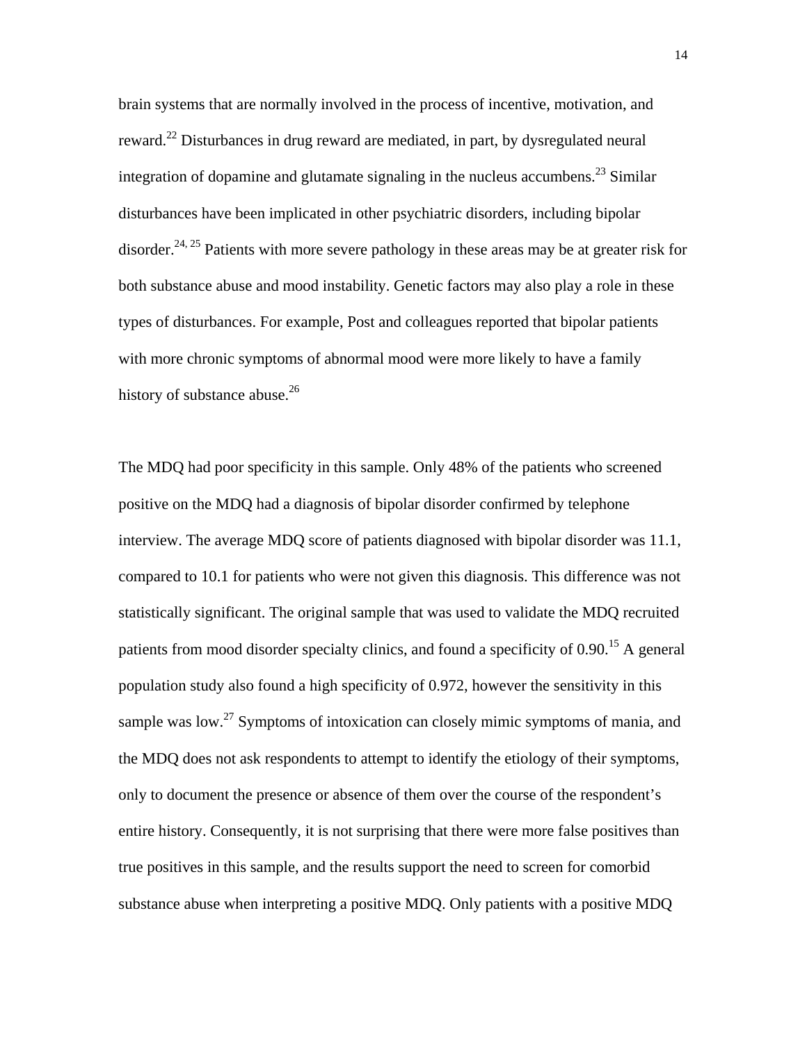brain systems that are normally involved in the process of incentive, motivation, and reward.[22] Disturbances in drug reward are mediated, in part, by dysregulated neural integration of dopamine and glutamate signaling in the nucleus accumbens.[23] Similar disturbances have been implicated in other psychiatric disorders, including bipolar disorder.[24, 25] Patients with more severe pathology in these areas may be at greater risk for both substance abuse and mood instability. Genetic factors may also play a role in these types of disturbances. For example, Post and colleagues reported that bipolar patients with more chronic symptoms of abnormal mood were more likely to have a family history of substance abuse.[26]

The MDQ had poor specificity in this sample. Only 48% of the patients who screened positive on the MDQ had a diagnosis of bipolar disorder confirmed by telephone interview. The average MDQ score of patients diagnosed with bipolar disorder was 11.1, compared to 10.1 for patients who were not given this diagnosis. This difference was not statistically significant. The original sample that was used to validate the MDQ recruited patients from mood disorder specialty clinics, and found a specificity of 0.90.[15] A general population study also found a high specificity of 0.972, however the sensitivity in this sample was low.[27] Symptoms of intoxication can closely mimic symptoms of mania, and the MDQ does not ask respondents to attempt to identify the etiology of their symptoms, only to document the presence or absence of them over the course of the respondent's entire history. Consequently, it is not surprising that there were more false positives than true positives in this sample, and the results support the need to screen for comorbid substance abuse when interpreting a positive MDQ. Only patients with a positive MDQ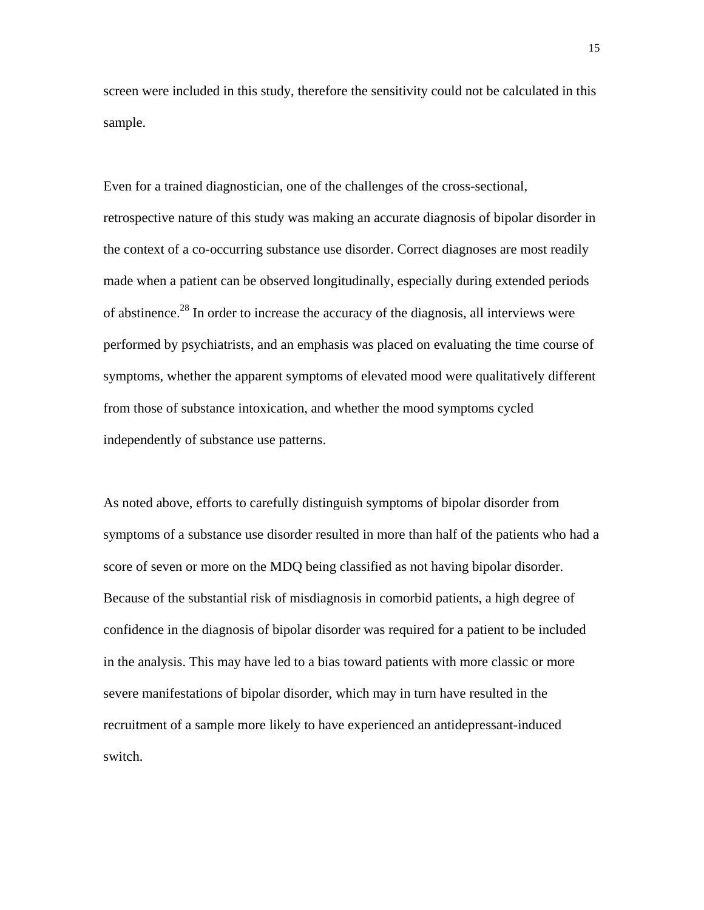screen were included in this study, therefore the sensitivity could not be calculated in this sample.

Even for a trained diagnostician, one of the challenges of the cross-sectional, retrospective nature of this study was making an accurate diagnosis of bipolar disorder in the context of a co-occurring substance use disorder. Correct diagnoses are most readily made when a patient can be observed longitudinally, especially during extended periods of abstinence.[28] In order to increase the accuracy of the diagnosis, all interviews were performed by psychiatrists, and an emphasis was placed on evaluating the time course of symptoms, whether the apparent symptoms of elevated mood were qualitatively different from those of substance intoxication, and whether the mood symptoms cycled independently of substance use patterns.

As noted above, efforts to carefully distinguish symptoms of bipolar disorder from symptoms of a substance use disorder resulted in more than half of the patients who had a score of seven or more on the MDQ being classified as not having bipolar disorder. Because of the substantial risk of misdiagnosis in comorbid patients, a high degree of confidence in the diagnosis of bipolar disorder was required for a patient to be included in the analysis. This may have led to a bias toward patients with more classic or more severe manifestations of bipolar disorder, which may in turn have resulted in the recruitment of a sample more likely to have experienced an antidepressant-induced switch.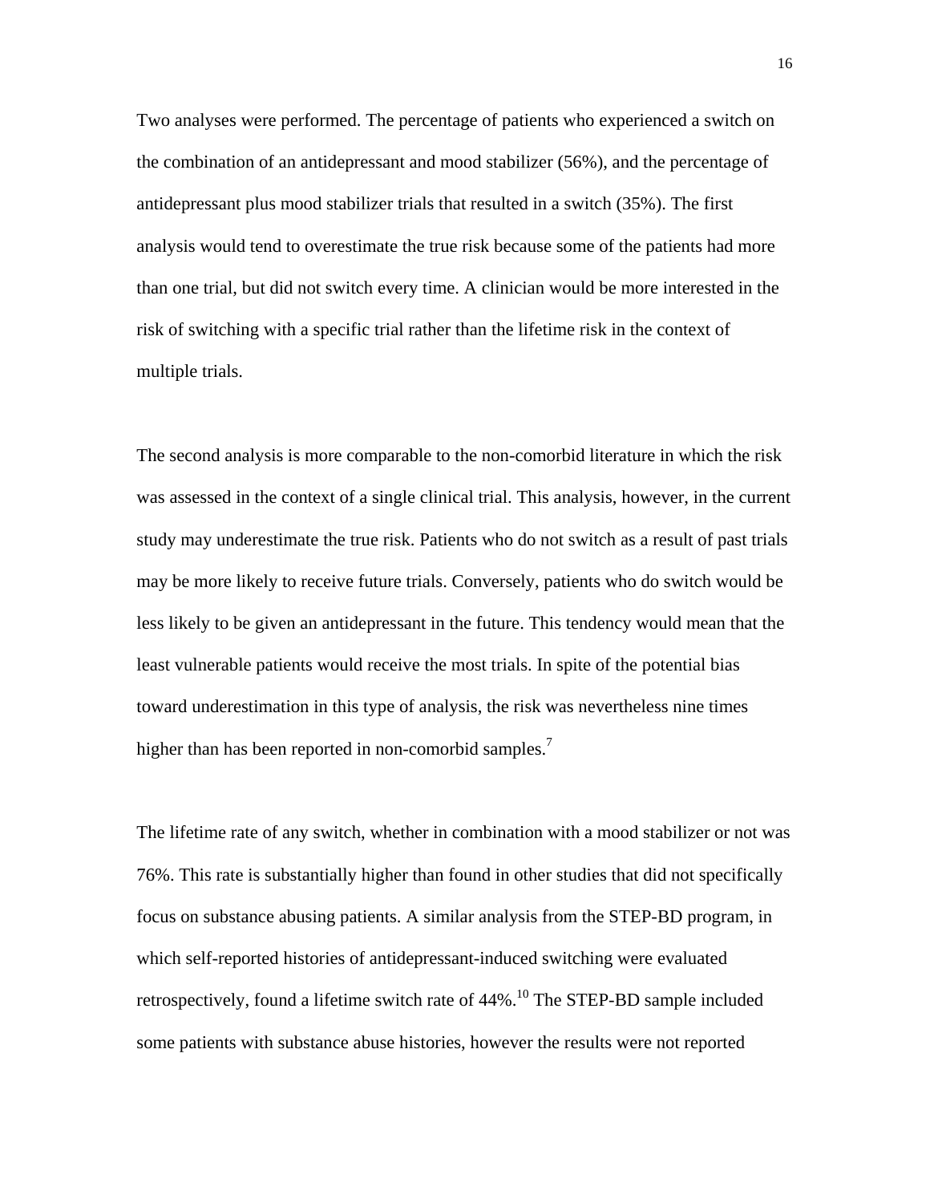Two analyses were performed. The percentage of patients who experienced a switch on the combination of an antidepressant and mood stabilizer (56%), and the percentage of antidepressant plus mood stabilizer trials that resulted in a switch (35%). The first analysis would tend to overestimate the true risk because some of the patients had more than one trial, but did not switch every time. A clinician would be more interested in the risk of switching with a specific trial rather than the lifetime risk in the context of multiple trials.

The second analysis is more comparable to the non-comorbid literature in which the risk was assessed in the context of a single clinical trial. This analysis, however, in the current study may underestimate the true risk. Patients who do not switch as a result of past trials may be more likely to receive future trials. Conversely, patients who do switch would be less likely to be given an antidepressant in the future. This tendency would mean that the least vulnerable patients would receive the most trials. In spite of the potential bias toward underestimation in this type of analysis, the risk was nevertheless nine times higher than has been reported in non-comorbid samples.[7]

The lifetime rate of any switch, whether in combination with a mood stabilizer or not was 76%. This rate is substantially higher than found in other studies that did not specifically focus on substance abusing patients. A similar analysis from the STEP-BD program, in which self-reported histories of antidepressant-induced switching were evaluated retrospectively, found a lifetime switch rate of 44%.[10] The STEP-BD sample included some patients with substance abuse histories, however the results were not reported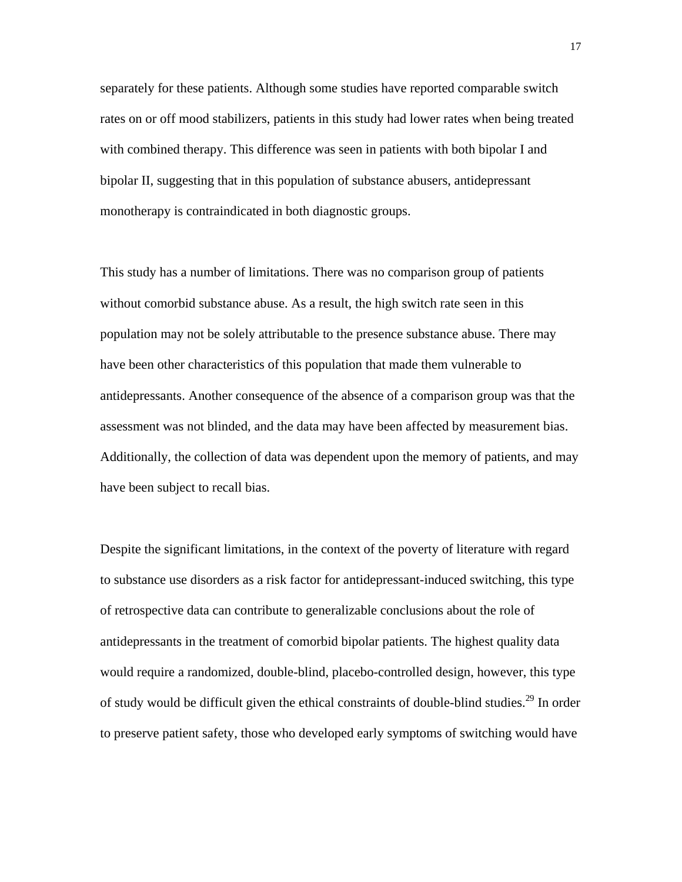separately for these patients. Although some studies have reported comparable switch rates on or off mood stabilizers, patients in this study had lower rates when being treated with combined therapy. This difference was seen in patients with both bipolar I and bipolar II, suggesting that in this population of substance abusers, antidepressant monotherapy is contraindicated in both diagnostic groups.

This study has a number of limitations. There was no comparison group of patients without comorbid substance abuse. As a result, the high switch rate seen in this population may not be solely attributable to the presence substance abuse. There may have been other characteristics of this population that made them vulnerable to antidepressants. Another consequence of the absence of a comparison group was that the assessment was not blinded, and the data may have been affected by measurement bias. Additionally, the collection of data was dependent upon the memory of patients, and may have been subject to recall bias.

Despite the significant limitations, in the context of the poverty of literature with regard to substance use disorders as a risk factor for antidepressant-induced switching, this type of retrospective data can contribute to generalizable conclusions about the role of antidepressants in the treatment of comorbid bipolar patients. The highest quality data would require a randomized, double-blind, placebo-controlled design, however, this type of study would be difficult given the ethical constraints of double-blind studies.[29] In order to preserve patient safety, those who developed early symptoms of switching would have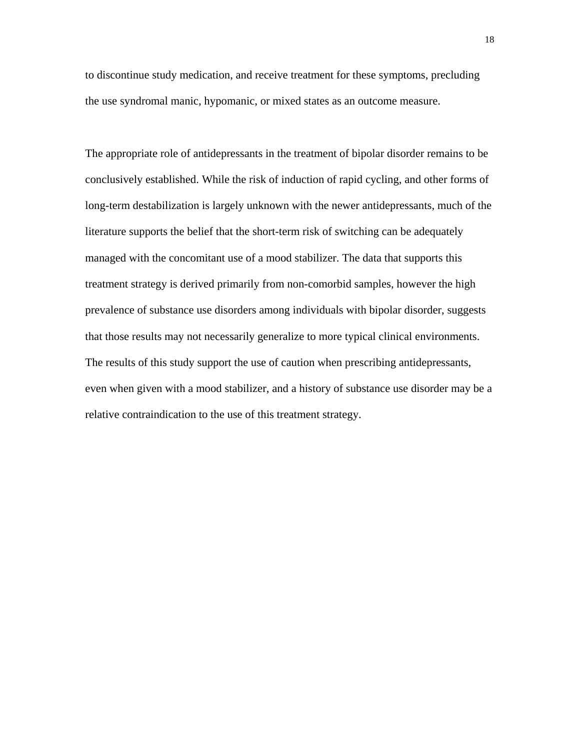to discontinue study medication, and receive treatment for these symptoms, precluding the use syndromal manic, hypomanic, or mixed states as an outcome measure.

The appropriate role of antidepressants in the treatment of bipolar disorder remains to be conclusively established. While the risk of induction of rapid cycling, and other forms of long-term destabilization is largely unknown with the newer antidepressants, much of the literature supports the belief that the short-term risk of switching can be adequately managed with the concomitant use of a mood stabilizer. The data that supports this treatment strategy is derived primarily from non-comorbid samples, however the high prevalence of substance use disorders among individuals with bipolar disorder, suggests that those results may not necessarily generalize to more typical clinical environments. The results of this study support the use of caution when prescribing antidepressants, even when given with a mood stabilizer, and a history of substance use disorder may be a relative contraindication to the use of this treatment strategy.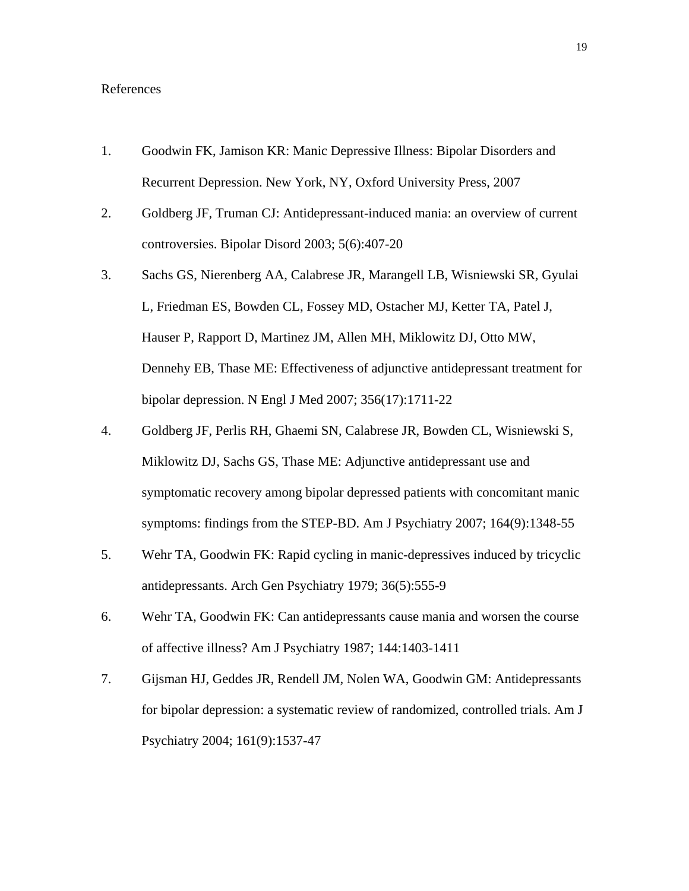References

1. Goodwin FK, Jamison KR: Manic Depressive Illness: Bipolar Disorders and Recurrent Depression. New York, NY, Oxford University Press, 2007
2. Goldberg JF, Truman CJ: Antidepressant-induced mania: an overview of current controversies. Bipolar Disord 2003; 5(6):407-20
3. Sachs GS, Nierenberg AA, Calabrese JR, Marangell LB, Wisniewski SR, Gyulai L, Friedman ES, Bowden CL, Fossey MD, Ostacher MJ, Ketter TA, Patel J, Hauser P, Rapport D, Martinez JM, Allen MH, Miklowitz DJ, Otto MW, Dennehy EB, Thase ME: Effectiveness of adjunctive antidepressant treatment for bipolar depression. N Engl J Med 2007; 356(17):1711-22
4. Goldberg JF, Perlis RH, Ghaemi SN, Calabrese JR, Bowden CL, Wisniewski S, Miklowitz DJ, Sachs GS, Thase ME: Adjunctive antidepressant use and symptomatic recovery among bipolar depressed patients with concomitant manic symptoms: findings from the STEP-BD. Am J Psychiatry 2007; 164(9):1348-55
5. Wehr TA, Goodwin FK: Rapid cycling in manic-depressives induced by tricyclic antidepressants. Arch Gen Psychiatry 1979; 36(5):555-9
6. Wehr TA, Goodwin FK: Can antidepressants cause mania and worsen the course of affective illness? Am J Psychiatry 1987; 144:1403-1411
7. Gijsman HJ, Geddes JR, Rendell JM, Nolen WA, Goodwin GM: Antidepressants for bipolar depression: a systematic review of randomized, controlled trials. Am J Psychiatry 2004; 161(9):1537-47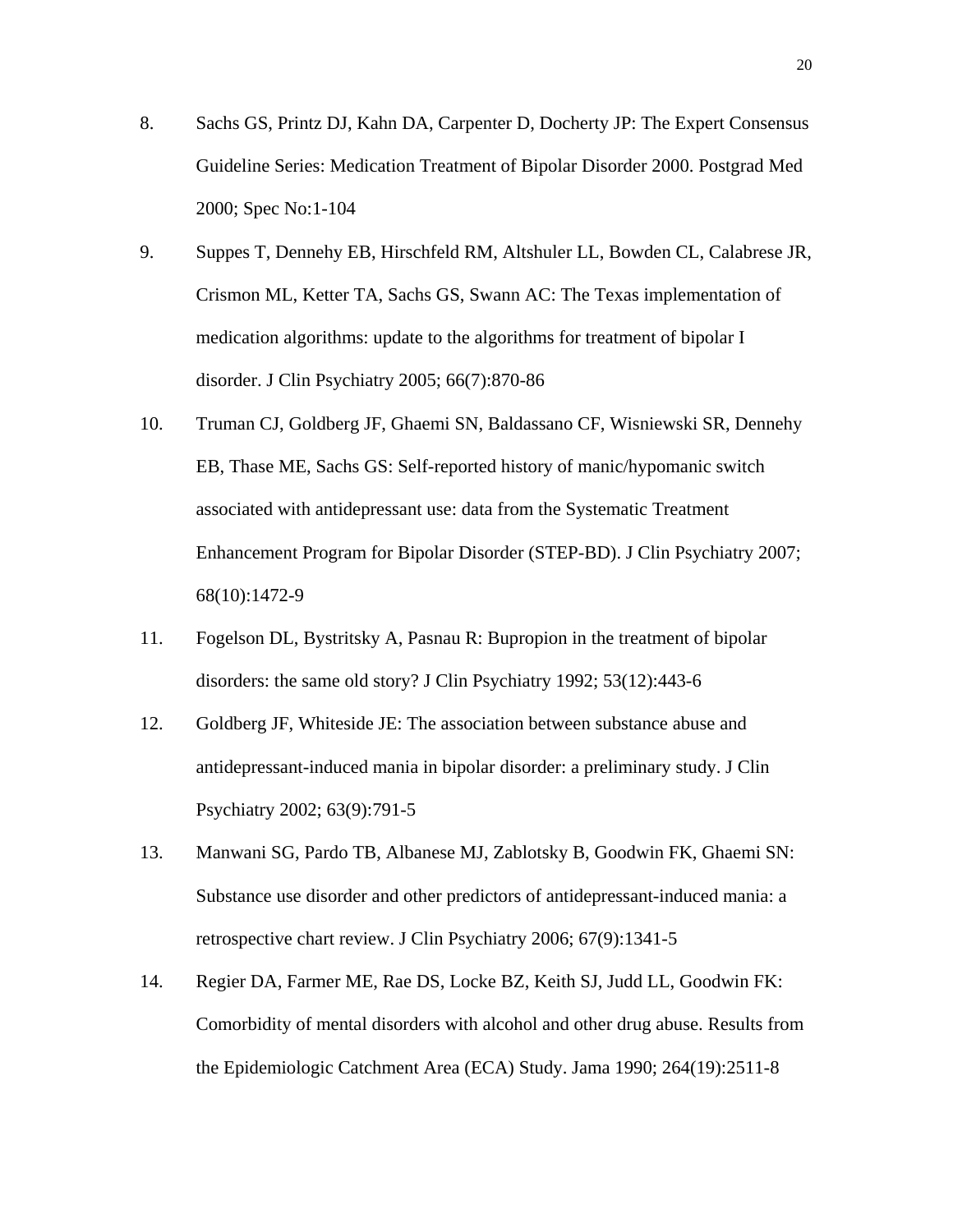8. Sachs GS, Printz DJ, Kahn DA, Carpenter D, Docherty JP: The Expert Consensus Guideline Series: Medication Treatment of Bipolar Disorder 2000. Postgrad Med 2000; Spec No:1-104

9. Suppes T, Dennehy EB, Hirschfeld RM, Altshuler LL, Bowden CL, Calabrese JR, Crismon ML, Ketter TA, Sachs GS, Swann AC: The Texas implementation of medication algorithms: update to the algorithms for treatment of bipolar I disorder. J Clin Psychiatry 2005; 66(7):870-86

10. Truman CJ, Goldberg JF, Ghaemi SN, Baldassano CF, Wisniewski SR, Dennehy EB, Thase ME, Sachs GS: Self-reported history of manic/hypomanic switch associated with antidepressant use: data from the Systematic Treatment Enhancement Program for Bipolar Disorder (STEP-BD). J Clin Psychiatry 2007; 68(10):1472-9

11. Fogelson DL, Bystritsky A, Pasnau R: Bupropion in the treatment of bipolar disorders: the same old story? J Clin Psychiatry 1992; 53(12):443-6

12. Goldberg JF, Whiteside JE: The association between substance abuse and antidepressant-induced mania in bipolar disorder: a preliminary study. J Clin Psychiatry 2002; 63(9):791-5

13. Manwani SG, Pardo TB, Albanese MJ, Zablotsky B, Goodwin FK, Ghaemi SN: Substance use disorder and other predictors of antidepressant-induced mania: a retrospective chart review. J Clin Psychiatry 2006; 67(9):1341-5

14. Regier DA, Farmer ME, Rae DS, Locke BZ, Keith SJ, Judd LL, Goodwin FK: Comorbidity of mental disorders with alcohol and other drug abuse. Results from the Epidemiologic Catchment Area (ECA) Study. Jama 1990; 264(19):2511-8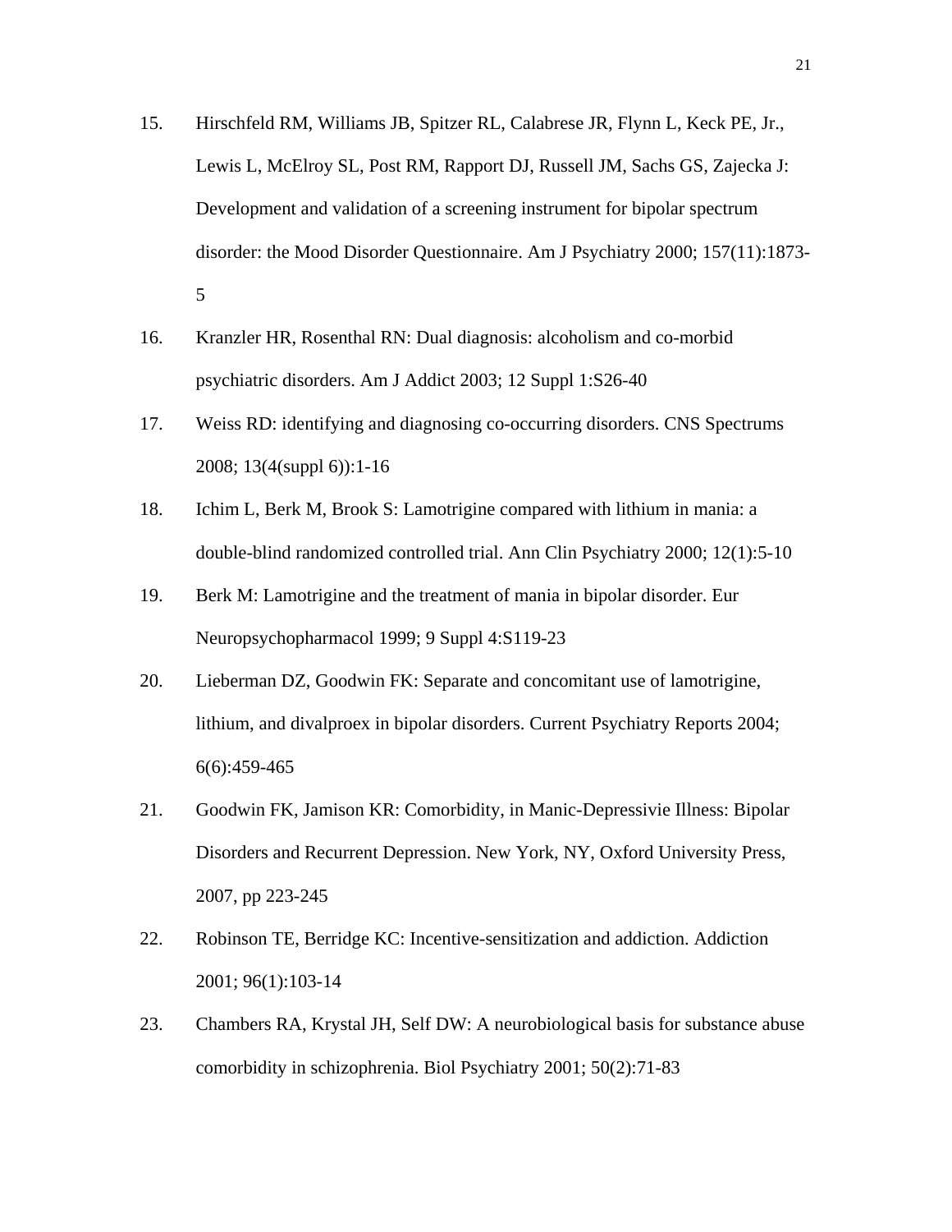15. Hirschfeld RM, Williams JB, Spitzer RL, Calabrese JR, Flynn L, Keck PE, Jr., Lewis L, McElroy SL, Post RM, Rapport DJ, Russell JM, Sachs GS, Zajecka J: Development and validation of a screening instrument for bipolar spectrum disorder: the Mood Disorder Questionnaire. Am J Psychiatry 2000; 157(11):1873-5

16. Kranzler HR, Rosenthal RN: Dual diagnosis: alcoholism and co-morbid psychiatric disorders. Am J Addict 2003; 12 Suppl 1:S26-40

17. Weiss RD: identifying and diagnosing co-occurring disorders. CNS Spectrums 2008; 13(4(suppl 6)):1-16

18. Ichim L, Berk M, Brook S: Lamotrigine compared with lithium in mania: a double-blind randomized controlled trial. Ann Clin Psychiatry 2000; 12(1):5-10

19. Berk M: Lamotrigine and the treatment of mania in bipolar disorder. Eur Neuropsychopharmacol 1999; 9 Suppl 4:S119-23

20. Lieberman DZ, Goodwin FK: Separate and concomitant use of lamotrigine, lithium, and divalproex in bipolar disorders. Current Psychiatry Reports 2004; 6(6):459-465

21. Goodwin FK, Jamison KR: Comorbidity, in Manic-Depressivie Illness: Bipolar Disorders and Recurrent Depression. New York, NY, Oxford University Press, 2007, pp 223-245

22. Robinson TE, Berridge KC: Incentive-sensitization and addiction. Addiction 2001; 96(1):103-14

23. Chambers RA, Krystal JH, Self DW: A neurobiological basis for substance abuse comorbidity in schizophrenia. Biol Psychiatry 2001; 50(2):71-83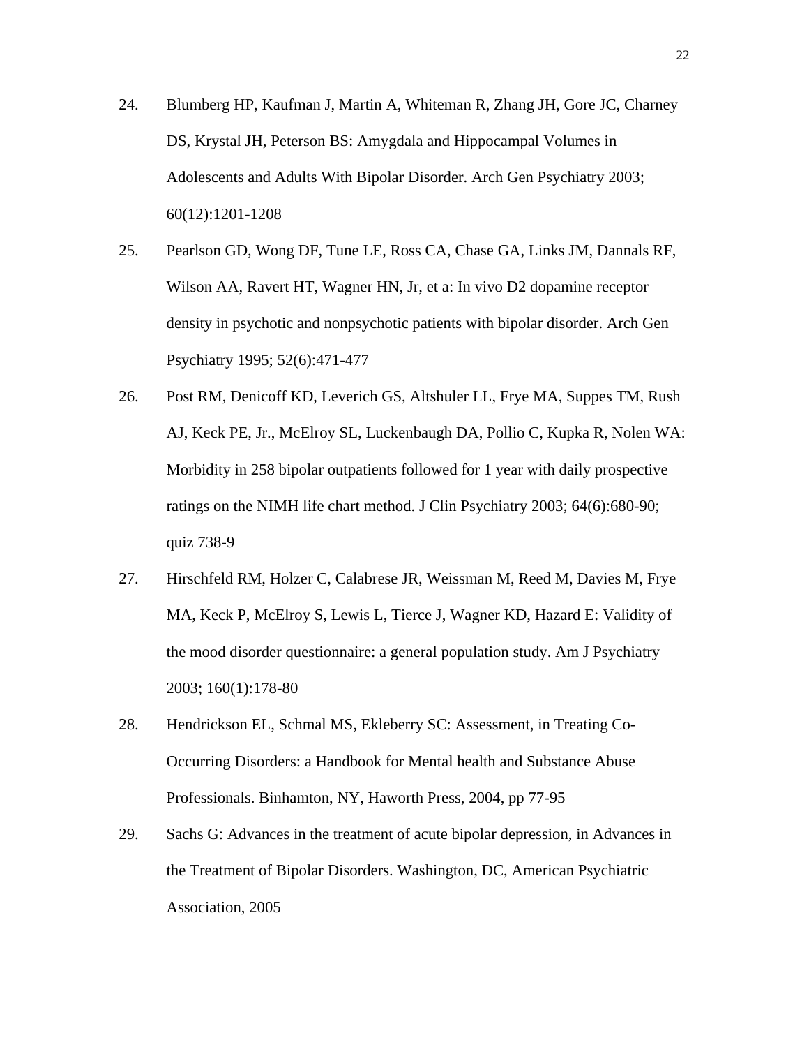24. Blumberg HP, Kaufman J, Martin A, Whiteman R, Zhang JH, Gore JC, Charney DS, Krystal JH, Peterson BS: Amygdala and Hippocampal Volumes in Adolescents and Adults With Bipolar Disorder. Arch Gen Psychiatry 2003; 60(12):1201-1208

25. Pearlson GD, Wong DF, Tune LE, Ross CA, Chase GA, Links JM, Dannals RF, Wilson AA, Ravert HT, Wagner HN, Jr, et a: In vivo D2 dopamine receptor density in psychotic and nonpsychotic patients with bipolar disorder. Arch Gen Psychiatry 1995; 52(6):471-477

26. Post RM, Denicoff KD, Leverich GS, Altshuler LL, Frye MA, Suppes TM, Rush AJ, Keck PE, Jr., McElroy SL, Luckenbaugh DA, Pollio C, Kupka R, Nolen WA: Morbidity in 258 bipolar outpatients followed for 1 year with daily prospective ratings on the NIMH life chart method. J Clin Psychiatry 2003; 64(6):680-90; quiz 738-9

27. Hirschfeld RM, Holzer C, Calabrese JR, Weissman M, Reed M, Davies M, Frye MA, Keck P, McElroy S, Lewis L, Tierce J, Wagner KD, Hazard E: Validity of the mood disorder questionnaire: a general population study. Am J Psychiatry 2003; 160(1):178-80

28. Hendrickson EL, Schmal MS, Ekleberry SC: Assessment, in Treating Co-Occurring Disorders: a Handbook for Mental health and Substance Abuse Professionals. Binhamton, NY, Haworth Press, 2004, pp 77-95

29. Sachs G: Advances in the treatment of acute bipolar depression, in Advances in the Treatment of Bipolar Disorders. Washington, DC, American Psychiatric Association, 2005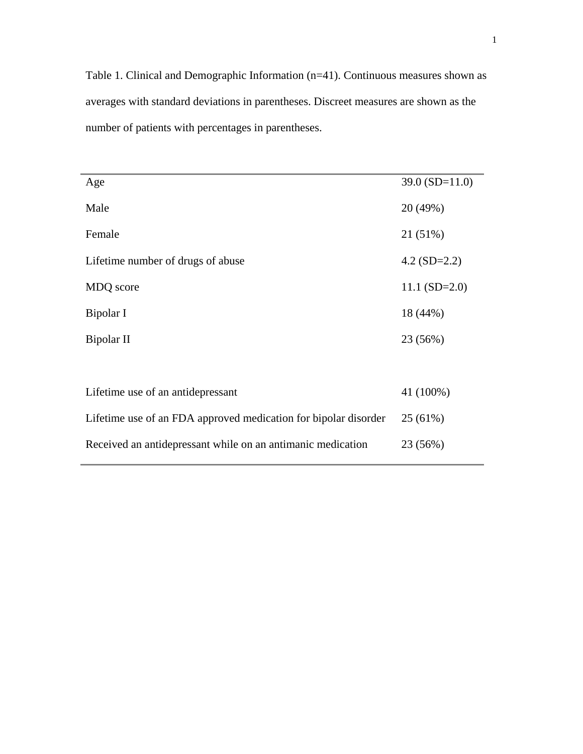Table 1. Clinical and Demographic Information (n=41). Continuous measures shown as averages with standard deviations in parentheses. Discreet measures are shown as the number of patients with percentages in parentheses.

| | |
|---|---|
| Age | 39.0 (SD=11.0) |
| Male | 20 (49%) |
| Female | 21 (51%) |
| Lifetime number of drugs of abuse | 4.2 (SD=2.2) |
| MDQ score | 11.1 (SD=2.0) |
| Bipolar I | 18 (44%) |
| Bipolar II | 23 (56%) |
| | |
| Lifetime use of an antidepressant | 41 (100%) |
| Lifetime use of an FDA approved medication for bipolar disorder | 25 (61%) |
| Received an antidepressant while on an antimanic medication | 23 (56%) |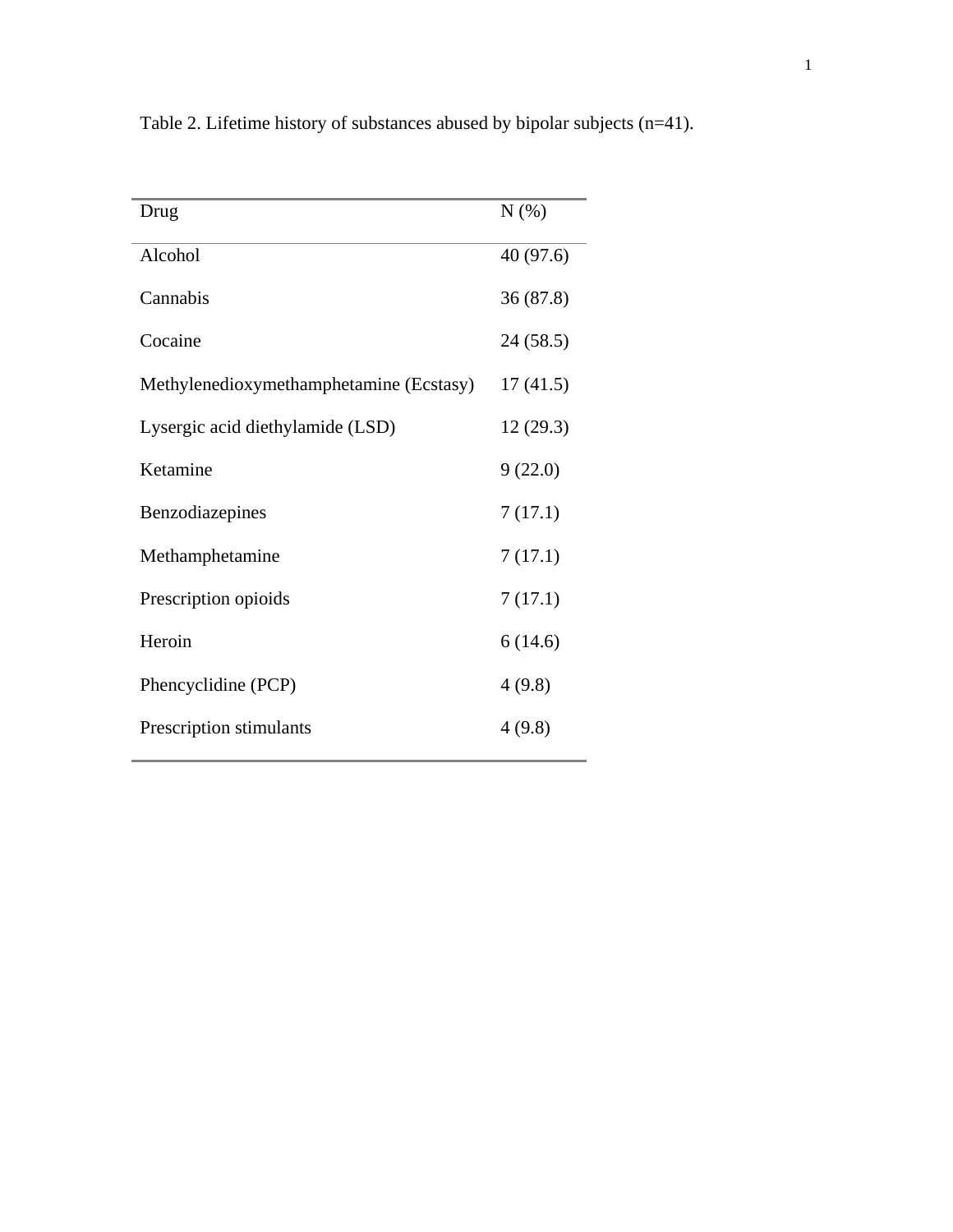Table 2. Lifetime history of substances abused by bipolar subjects (n=41).

| Drug | N (%) |
| --- | --- |
| Alcohol | 40 (97.6) |
| Cannabis | 36 (87.8) |
| Cocaine | 24 (58.5) |
| Methylenedioxymethamphetamine (Ecstasy) | 17 (41.5) |
| Lysergic acid diethylamide (LSD) | 12 (29.3) |
| Ketamine | 9 (22.0) |
| Benzodiazepines | 7 (17.1) |
| Methamphetamine | 7 (17.1) |
| Prescription opioids | 7 (17.1) |
| Heroin | 6 (14.6) |
| Phencyclidine (PCP) | 4 (9.8) |
| Prescription stimulants | 4 (9.8) |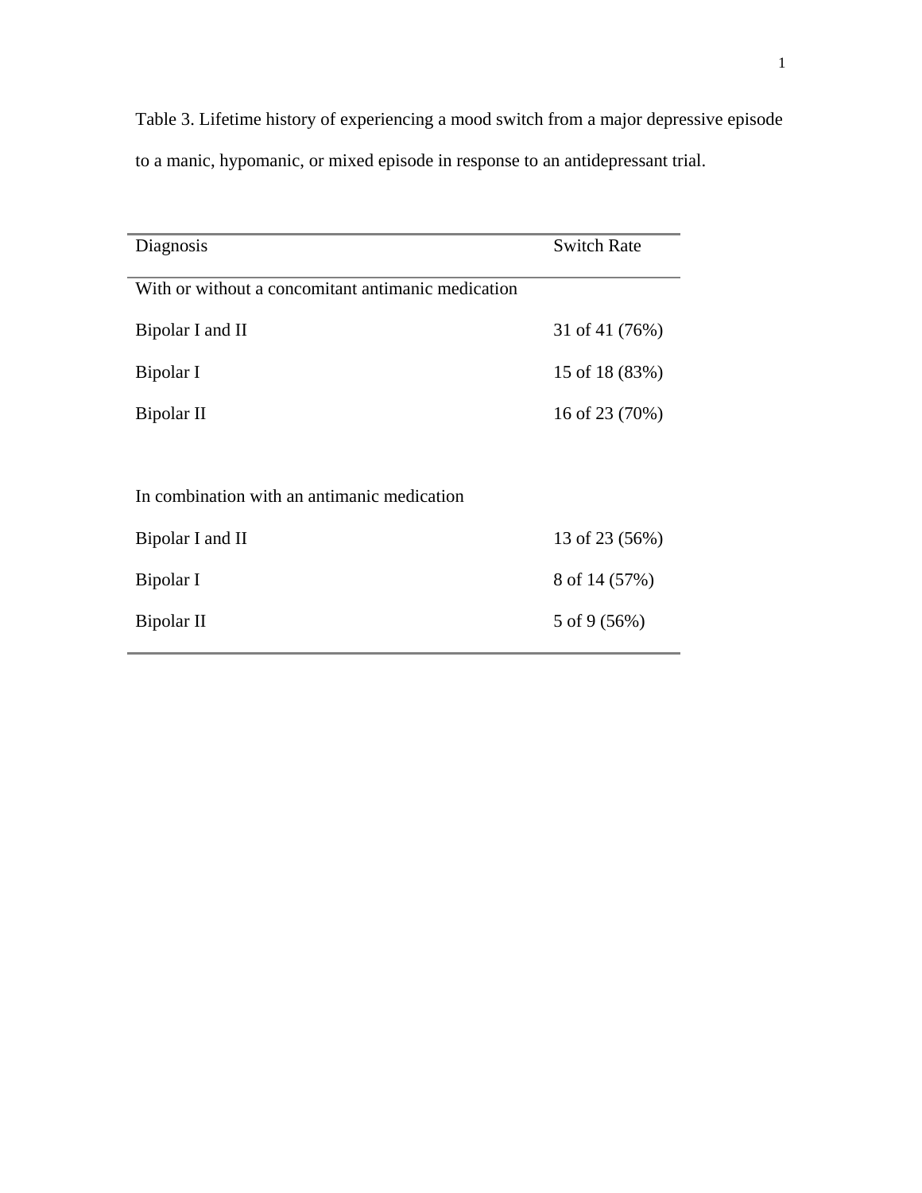Table 3. Lifetime history of experiencing a mood switch from a major depressive episode to a manic, hypomanic, or mixed episode in response to an antidepressant trial.

| Diagnosis | Switch Rate |
|---|---|
| With or without a concomitant antimanic medication | |
| Bipolar I and II | 31 of 41 (76%) |
| Bipolar I | 15 of 18 (83%) |
| Bipolar II | 16 of 23 (70%) |
| | |
| In combination with an antimanic medication | |
| Bipolar I and II | 13 of 23 (56%) |
| Bipolar I | 8 of 14 (57%) |
| Bipolar II | 5 of 9 (56%) |